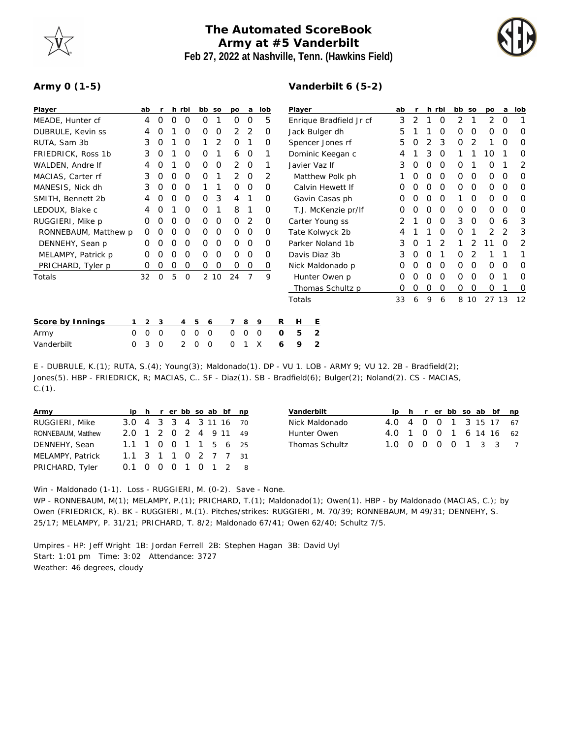# The Automated ScoreBook
## Army at #5 Vanderbilt
### Feb 27, 2022 at Nashville, Tenn. (Hawkins Field)

**Army 0 (1-5)**

| Player | ab | r | h | rbi | bb | so | po | a | lob |
|---|---|---|---|---|---|---|---|---|---|
| MEADE, Hunter cf | 4 | 0 | 0 | 0 | 0 | 1 | 0 | 0 | 5 |
| DUBRULE, Kevin ss | 4 | 0 | 1 | 0 | 0 | 0 | 2 | 2 | 0 |
| RUTA, Sam 3b | 3 | 0 | 1 | 0 | 1 | 2 | 0 | 1 | 0 |
| FRIEDRICK, Ross 1b | 3 | 0 | 1 | 0 | 0 | 1 | 6 | 0 | 1 |
| WALDEN, Andre lf | 4 | 0 | 1 | 0 | 0 | 0 | 2 | 0 | 1 |
| MACIAS, Carter rf | 3 | 0 | 0 | 0 | 0 | 1 | 2 | 0 | 2 |
| MANESIS, Nick dh | 3 | 0 | 0 | 0 | 1 | 1 | 0 | 0 | 0 |
| SMITH, Bennett 2b | 4 | 0 | 0 | 0 | 0 | 3 | 4 | 1 | 0 |
| LEDOUX, Blake c | 4 | 0 | 1 | 0 | 0 | 1 | 8 | 1 | 0 |
| RUGGIERI, Mike p | 0 | 0 | 0 | 0 | 0 | 0 | 0 | 2 | 0 |
| RONNEBAUM, Matthew p | 0 | 0 | 0 | 0 | 0 | 0 | 0 | 0 | 0 |
| DENNEHY, Sean p | 0 | 0 | 0 | 0 | 0 | 0 | 0 | 0 | 0 |
| MELAMPY, Patrick p | 0 | 0 | 0 | 0 | 0 | 0 | 0 | 0 | 0 |
| PRICHARD, Tyler p | 0 | 0 | 0 | 0 | 0 | 0 | 0 | 0 | 0 |
| Totals | 32 | 0 | 5 | 0 | 2 | 10 | 24 | 7 | 9 |

**Vanderbilt 6 (5-2)**

| Player | ab | r | h | rbi | bb | so | po | a | lob |
|---|---|---|---|---|---|---|---|---|---|
| Enrique Bradfield Jr cf | 3 | 2 | 1 | 0 | 2 | 1 | 2 | 0 | 1 |
| Jack Bulger dh | 5 | 1 | 1 | 0 | 0 | 0 | 0 | 0 | 0 |
| Spencer Jones rf | 5 | 0 | 2 | 3 | 0 | 2 | 1 | 0 | 0 |
| Dominic Keegan c | 4 | 1 | 3 | 0 | 1 | 1 | 10 | 1 | 0 |
| Javier Vaz lf | 3 | 0 | 0 | 0 | 0 | 1 | 0 | 1 | 2 |
| Matthew Polk ph | 1 | 0 | 0 | 0 | 0 | 0 | 0 | 0 | 0 |
| Calvin Hewett lf | 0 | 0 | 0 | 0 | 0 | 0 | 0 | 0 | 0 |
| Gavin Casas ph | 0 | 0 | 0 | 0 | 1 | 0 | 0 | 0 | 0 |
| T.J. McKenzie pr/lf | 0 | 0 | 0 | 0 | 0 | 0 | 0 | 0 | 0 |
| Carter Young ss | 2 | 1 | 0 | 0 | 3 | 0 | 0 | 6 | 3 |
| Tate Kolwyck 2b | 4 | 1 | 1 | 0 | 0 | 1 | 2 | 2 | 3 |
| Parker Noland 1b | 3 | 0 | 1 | 2 | 1 | 2 | 11 | 0 | 2 |
| Davis Diaz 3b | 3 | 0 | 0 | 1 | 0 | 2 | 1 | 1 | 1 |
| Nick Maldonado p | 0 | 0 | 0 | 0 | 0 | 0 | 0 | 0 | 0 |
| Hunter Owen p | 0 | 0 | 0 | 0 | 0 | 0 | 0 | 1 | 0 |
| Thomas Schultz p | 0 | 0 | 0 | 0 | 0 | 0 | 0 | 1 | 0 |
| Totals | 33 | 6 | 9 | 6 | 8 | 10 | 27 | 13 | 12 |

| Score by Innings | 1 | 2 | 3 | 4 | 5 | 6 | 7 | 8 | 9 | R | H | E |
|---|---|---|---|---|---|---|---|---|---|---|---|---|
| Army | 0 | 0 | 0 | 0 | 0 | 0 | 0 | 0 | 0 | 0 | 5 | 2 |
| Vanderbilt | 0 | 3 | 0 | 2 | 0 | 0 | 0 | 1 | X | 6 | 9 | 2 |

E - DUBRULE, K.(1); RUTA, S.(4); Young(3); Maldonado(1). DP - VU 1. LOB - ARMY 9; VU 12. 2B - Bradfield(2); Jones(5). HBP - FRIEDRICK, R; MACIAS, C.. SF - Diaz(1). SB - Bradfield(6); Bulger(2); Noland(2). CS - MACIAS, C.(1).

| Army | ip | h | r | er | bb | so | ab | bf | np |
|---|---|---|---|---|---|---|---|---|---|
| RUGGIERI, Mike | 3.0 | 4 | 3 | 3 | 4 | 3 | 11 | 16 | 70 |
| RONNEBAUM, Matthew | 2.0 | 1 | 2 | 0 | 2 | 4 | 9 | 11 | 49 |
| DENNEHY, Sean | 1.1 | 1 | 0 | 0 | 1 | 1 | 5 | 6 | 25 |
| MELAMPY, Patrick | 1.1 | 3 | 1 | 1 | 0 | 2 | 7 | 7 | 31 |
| PRICHARD, Tyler | 0.1 | 0 | 0 | 0 | 1 | 0 | 1 | 2 | 8 |

| Vanderbilt | ip | h | r | er | bb | so | ab | bf | np |
|---|---|---|---|---|---|---|---|---|---|
| Nick Maldonado | 4.0 | 4 | 0 | 0 | 1 | 3 | 15 | 17 | 67 |
| Hunter Owen | 4.0 | 1 | 0 | 0 | 1 | 6 | 14 | 16 | 62 |
| Thomas Schultz | 1.0 | 0 | 0 | 0 | 0 | 1 | 3 | 3 | 7 |

Win - Maldonado (1-1). Loss - RUGGIERI, M. (0-2). Save - None.
WP - RONNEBAUM, M(1); MELAMPY, P.(1); PRICHARD, T.(1); Maldonado(1); Owen(1). HBP - by Maldonado (MACIAS, C.); by Owen (FRIEDRICK, R). BK - RUGGIERI, M.(1). Pitches/strikes: RUGGIERI, M. 70/39; RONNEBAUM, M 49/31; DENNEHY, S. 25/17; MELAMPY, P. 31/21; PRICHARD, T. 8/2; Maldonado 67/41; Owen 62/40; Schultz 7/5.

Umpires - HP: Jeff Wright 1B: Jordan Ferrell 2B: Stephen Hagan 3B: David Uyl
Start: 1:01 pm Time: 3:02 Attendance: 3727
Weather: 46 degrees, cloudy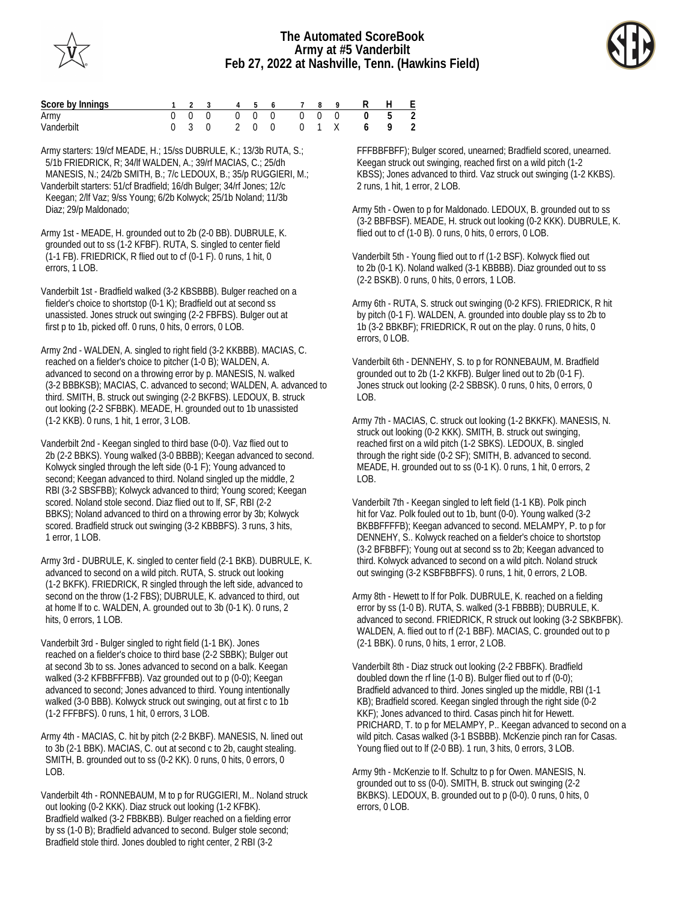# The Automated ScoreBook
## Army at #5 Vanderbilt
## Feb 27, 2022 at Nashville, Tenn. (Hawkins Field)

| Score by Innings | 1 | 2 | 3 | 4 | 5 | 6 | 7 | 8 | 9 | R | H | E |
|---|---|---|---|---|---|---|---|---|---|---|---|---|
| Army | 0 | 0 | 0 | 0 | 0 | 0 | 0 | 0 | 0 | 0 | 5 | 2 |
| Vanderbilt | 0 | 3 | 0 | 2 | 0 | 0 | 0 | 1 | X | 6 | 9 | 2 |

Army starters: 19/cf MEADE, H.; 15/ss DUBRULE, K.; 13/3b RUTA, S.; 5/1b FRIEDRICK, R; 34/lf WALDEN, A.; 39/rf MACIAS, C.; 25/dh MANESIS, N.; 24/2b SMITH, B.; 7/c LEDOUX, B.; 35/p RUGGIERI, M.;
Vanderbilt starters: 51/cf Bradfield; 16/dh Bulger; 34/rf Jones; 12/c Keegan; 2/lf Vaz; 9/ss Young; 6/2b Kolwyck; 25/1b Noland; 11/3b Diaz; 29/p Maldonado;

Army 1st - MEADE, H. grounded out to 2b (2-0 BB). DUBRULE, K. grounded out to ss (1-2 KFBF). RUTA, S. singled to center field (1-1 FB). FRIEDRICK, R flied out to cf (0-1 F). 0 runs, 1 hit, 0 errors, 1 LOB.

Vanderbilt 1st - Bradfield walked (3-2 KBSBBB). Bulger reached on a fielder's choice to shortstop (0-1 K); Bradfield out at second ss unassisted. Jones struck out swinging (2-2 FBFBS). Bulger out at first p to 1b, picked off. 0 runs, 0 hits, 0 errors, 0 LOB.

Army 2nd - WALDEN, A. singled to right field (3-2 KKBBB). MACIAS, C. reached on a fielder's choice to pitcher (1-0 B); WALDEN, A. advanced to second on a throwing error by p. MANESIS, N. walked (3-2 BBBKSB); MACIAS, C. advanced to second; WALDEN, A. advanced to third. SMITH, B. struck out swinging (2-2 BKFBS). LEDOUX, B. struck out looking (2-2 SFBBK). MEADE, H. grounded out to 1b unassisted (1-2 KKB). 0 runs, 1 hit, 1 error, 3 LOB.

Vanderbilt 2nd - Keegan singled to third base (0-0). Vaz flied out to 2b (2-2 BBKS). Young walked (3-0 BBBB); Keegan advanced to second. Kolwyck singled through the left side (0-1 F); Young advanced to second; Keegan advanced to third. Noland singled up the middle, 2 RBI (3-2 SBSFBB); Kolwyck advanced to third; Young scored; Keegan scored. Noland stole second. Diaz flied out to lf, SF, RBI (2-2 BBKS); Noland advanced to third on a throwing error by 3b; Kolwyck scored. Bradfield struck out swinging (3-2 KBBBFS). 3 runs, 3 hits, 1 error, 1 LOB.

Army 3rd - DUBRULE, K. singled to center field (2-1 BKB). DUBRULE, K. advanced to second on a wild pitch. RUTA, S. struck out looking (1-2 BKFK). FRIEDRICK, R singled through the left side, advanced to second on the throw (1-2 FBS); DUBRULE, K. advanced to third, out at home lf to c. WALDEN, A. grounded out to 3b (0-1 K). 0 runs, 2 hits, 0 errors, 1 LOB.

Vanderbilt 3rd - Bulger singled to right field (1-1 BK). Jones reached on a fielder's choice to third base (2-2 SBBK); Bulger out at second 3b to ss. Jones advanced to second on a balk. Keegan walked (3-2 KFBBFFFBB). Vaz grounded out to p (0-0); Keegan advanced to second; Jones advanced to third. Young intentionally walked (3-0 BBB). Kolwyck struck out swinging, out at first c to 1b (1-2 FFFBFS). 0 runs, 1 hit, 0 errors, 3 LOB.

Army 4th - MACIAS, C. hit by pitch (2-2 BKBF). MANESIS, N. lined out to 3b (2-1 BBK). MACIAS, C. out at second c to 2b, caught stealing. SMITH, B. grounded out to ss (0-2 KK). 0 runs, 0 hits, 0 errors, 0 LOB.

Vanderbilt 4th - RONNEBAUM, M to p for RUGGIERI, M.. Noland struck out looking (0-2 KKK). Diaz struck out looking (1-2 KFBK). Bradfield walked (3-2 FBBKBB). Bulger reached on a fielding error by ss (1-0 B); Bradfield advanced to second. Bulger stole second; Bradfield stole third. Jones doubled to right center, 2 RBI (3-2 FFFBBFBFF); Bulger scored, unearned; Bradfield scored, unearned. Keegan struck out swinging, reached first on a wild pitch (1-2 KBSS); Jones advanced to third. Vaz struck out swinging (1-2 KKBS). 2 runs, 1 hit, 1 error, 2 LOB.

Army 5th - Owen to p for Maldonado. LEDOUX, B. grounded out to ss (3-2 BBFBSF). MEADE, H. struck out looking (0-2 KKK). DUBRULE, K. flied out to cf (1-0 B). 0 runs, 0 hits, 0 errors, 0 LOB.

Vanderbilt 5th - Young flied out to rf (1-2 BSF). Kolwyck flied out to 2b (0-1 K). Noland walked (3-1 KBBBB). Diaz grounded out to ss (2-2 BSKB). 0 runs, 0 hits, 0 errors, 1 LOB.

Army 6th - RUTA, S. struck out swinging (0-2 KFS). FRIEDRICK, R hit by pitch (0-1 F). WALDEN, A. grounded into double play ss to 2b to 1b (3-2 BBKBF); FRIEDRICK, R out on the play. 0 runs, 0 hits, 0 errors, 0 LOB.

Vanderbilt 6th - DENNEHY, S. to p for RONNEBAUM, M. Bradfield grounded out to 2b (1-2 KKFB). Bulger lined out to 2b (0-1 F). Jones struck out looking (2-2 SBBSK). 0 runs, 0 hits, 0 errors, 0 LOB.

Army 7th - MACIAS, C. struck out looking (1-2 BKKFK). MANESIS, N. struck out looking (0-2 KKK). SMITH, B. struck out swinging, reached first on a wild pitch (1-2 SBKS). LEDOUX, B. singled through the right side (0-2 SF); SMITH, B. advanced to second. MEADE, H. grounded out to ss (0-1 K). 0 runs, 1 hit, 0 errors, 2 LOB.

Vanderbilt 7th - Keegan singled to left field (1-1 KB). Polk pinch hit for Vaz. Polk fouled out to 1b, bunt (0-0). Young walked (3-2 BKBBFFFFB); Keegan advanced to second. MELAMPY, P. to p for DENNEHY, S.. Kolwyck reached on a fielder's choice to shortstop (3-2 BFBBFF); Young out at second ss to 2b; Keegan advanced to third. Kolwyck advanced to second on a wild pitch. Noland struck out swinging (3-2 KSBFBBFFS). 0 runs, 1 hit, 0 errors, 2 LOB.

Army 8th - Hewett to lf for Polk. DUBRULE, K. reached on a fielding error by ss (1-0 B). RUTA, S. walked (3-1 FBBBB); DUBRULE, K. advanced to second. FRIEDRICK, R struck out looking (3-2 SBKBFBK). WALDEN, A. flied out to rf (2-1 BBF). MACIAS, C. grounded out to p (2-1 BBK). 0 runs, 0 hits, 1 error, 2 LOB.

Vanderbilt 8th - Diaz struck out looking (2-2 FBBFK). Bradfield doubled down the rf line (1-0 B). Bulger flied out to rf (0-0); Bradfield advanced to third. Jones singled up the middle, RBI (1-1 KB); Bradfield scored. Keegan singled through the right side (0-2 KKF); Jones advanced to third. Casas pinch hit for Hewett. PRICHARD, T. to p for MELAMPY, P.. Keegan advanced to second on a wild pitch. Casas walked (3-1 BSBBB). McKenzie pinch ran for Casas. Young flied out to lf (2-0 BB). 1 run, 3 hits, 0 errors, 3 LOB.

Army 9th - McKenzie to lf. Schultz to p for Owen. MANESIS, N. grounded out to ss (0-0). SMITH, B. struck out swinging (2-2 BKBKS). LEDOUX, B. grounded out to p (0-0). 0 runs, 0 hits, 0 errors, 0 LOB.